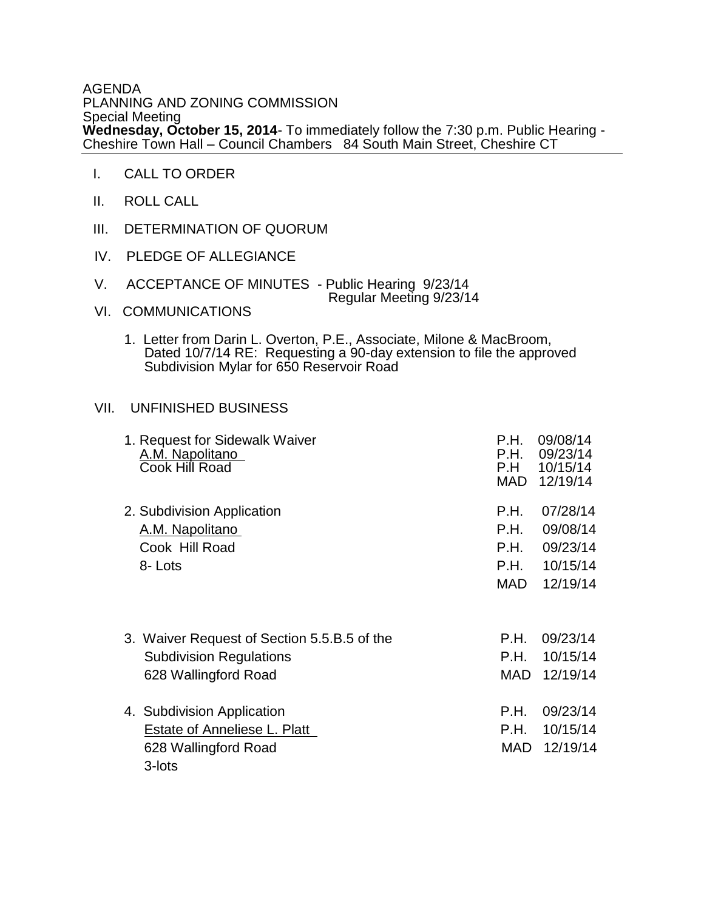AGENDA
PLANNING AND ZONING COMMISSION
Special Meeting
**Wednesday, October 15, 2014**- To immediately follow the 7:30 p.m. Public Hearing - Cheshire Town Hall – Council Chambers 84 South Main Street, Cheshire CT

---

I. CALL TO ORDER

II. ROLL CALL

III. DETERMINATION OF QUORUM

IV. PLEDGE OF ALLEGIANCE

V. ACCEPTANCE OF MINUTES - Public Hearing 9/23/14
Regular Meeting 9/23/14

VI. COMMUNICATIONS

1. Letter from Darin L. Overton, P.E., Associate, Milone & MacBroom, Dated 10/7/14 RE: Requesting a 90-day extension to file the approved Subdivision Mylar for 650 Reservoir Road

VII. UNFINISHED BUSINESS

| | | |
|---|---|---|
| 1. Request for Sidewalk Waiver | P.H. | 09/08/14 |
| A.M. Napolitano | P.H. | 09/23/14 |
| Cook Hill Road | P.H | 10/15/14 |
| | MAD | 12/19/14 |
| 2. Subdivision Application | P.H. | 07/28/14 |
| A.M. Napolitano | P.H. | 09/08/14 |
| Cook Hill Road | P.H. | 09/23/14 |
| 8- Lots | P.H. | 10/15/14 |
| | MAD | 12/19/14 |
| 3. Waiver Request of Section 5.5.B.5 of the | P.H. | 09/23/14 |
| Subdivision Regulations | P.H. | 10/15/14 |
| 628 Wallingford Road | MAD | 12/19/14 |
| 4. Subdivision Application | P.H. | 09/23/14 |
| Estate of Anneliese L. Platt | P.H. | 10/15/14 |
| 628 Wallingford Road | MAD | 12/19/14 |
| 3-lots | | |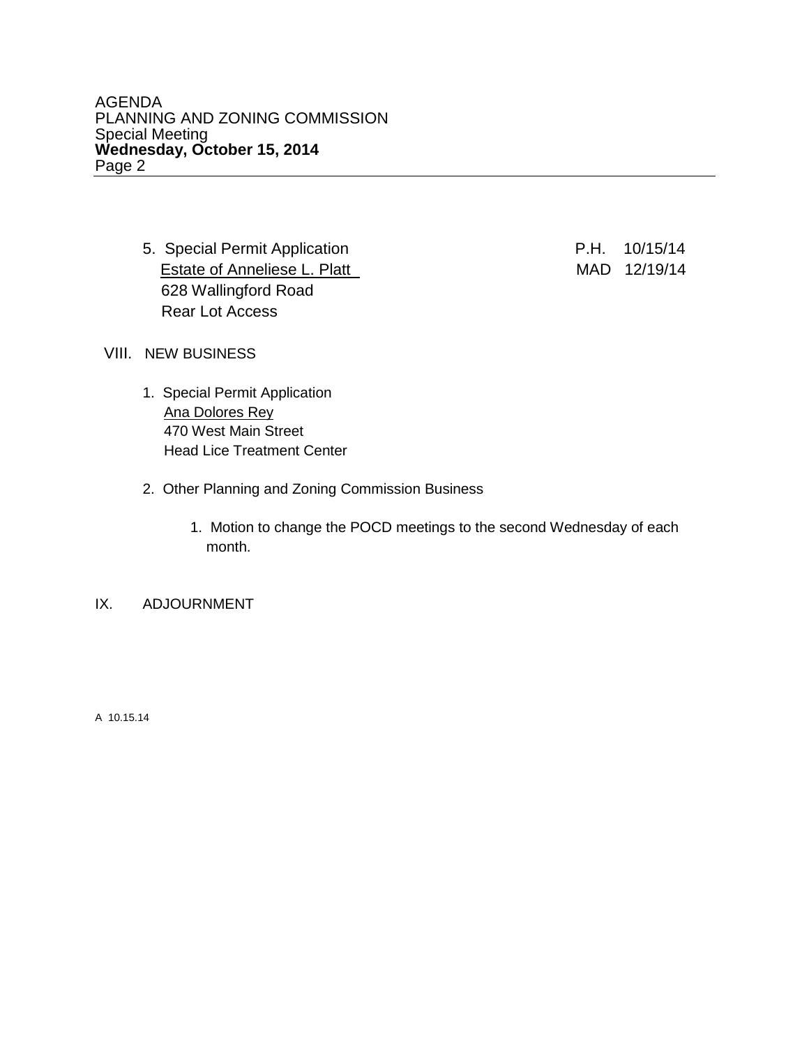5. Special Permit Application P.H. 10/15/14
   Estate of Anneliese L. Platt MAD 12/19/14
   628 Wallingford Road
   Rear Lot Access

VIII. NEW BUSINESS

1. Special Permit Application
   Ana Dolores Rey
   470 West Main Street
   Head Lice Treatment Center

2. Other Planning and Zoning Commission Business

   1. Motion to change the POCD meetings to the second Wednesday of each month.

IX. ADJOURNMENT

A 10.15.14